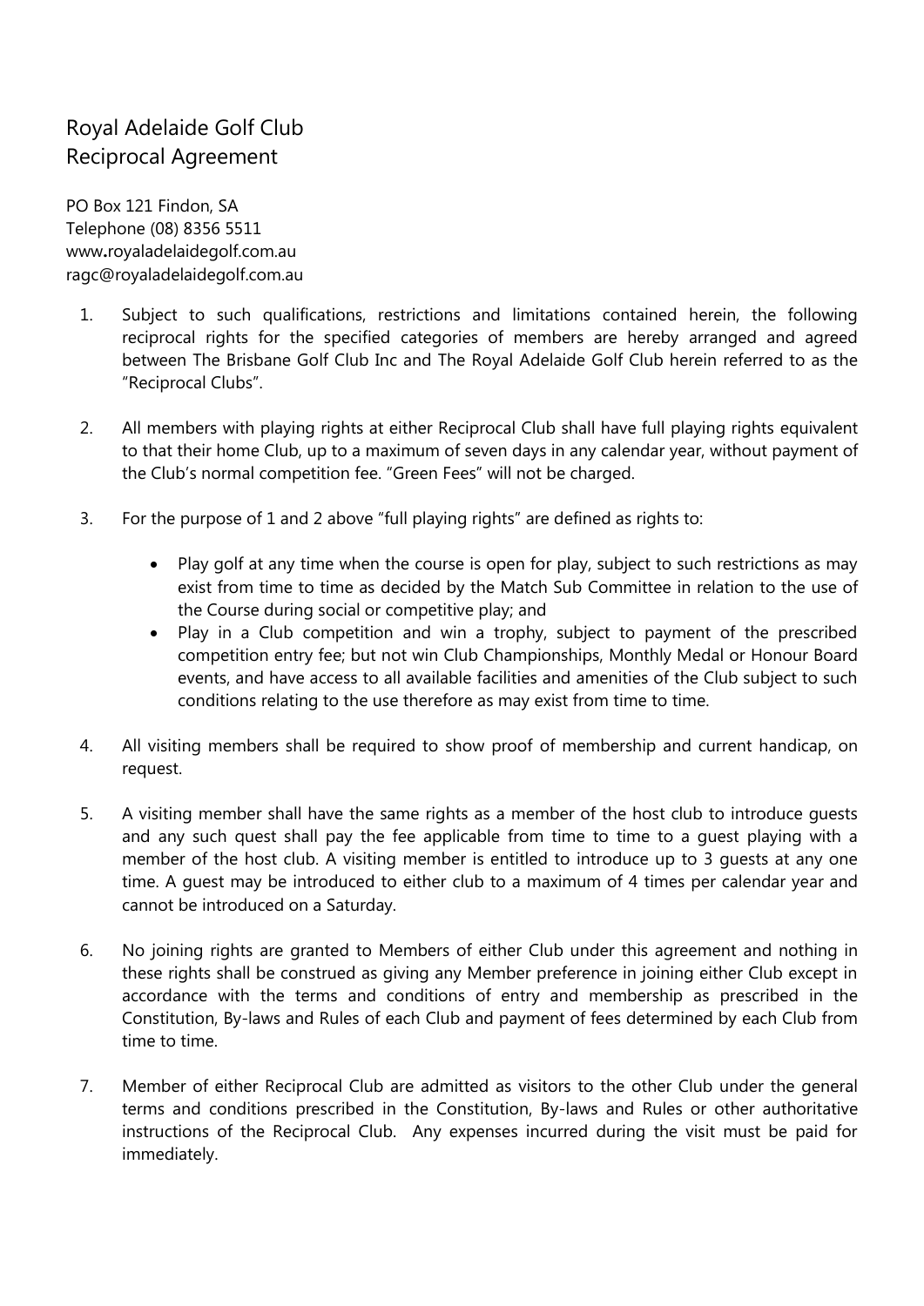# Royal Adelaide Golf Club
# Reciprocal Agreement

PO Box 121 Findon, SA
Telephone (08) 8356 5511
www.royaladelaidegolf.com.au
ragc@royaladelaidegolf.com.au

1. Subject to such qualifications, restrictions and limitations contained herein, the following reciprocal rights for the specified categories of members are hereby arranged and agreed between The Brisbane Golf Club Inc and The Royal Adelaide Golf Club herein referred to as the "Reciprocal Clubs".

2. All members with playing rights at either Reciprocal Club shall have full playing rights equivalent to that their home Club, up to a maximum of seven days in any calendar year, without payment of the Club's normal competition fee. "Green Fees" will not be charged.

3. For the purpose of 1 and 2 above "full playing rights" are defined as rights to:

   - Play golf at any time when the course is open for play, subject to such restrictions as may exist from time to time as decided by the Match Sub Committee in relation to the use of the Course during social or competitive play; and
   - Play in a Club competition and win a trophy, subject to payment of the prescribed competition entry fee; but not win Club Championships, Monthly Medal or Honour Board events, and have access to all available facilities and amenities of the Club subject to such conditions relating to the use therefore as may exist from time to time.

4. All visiting members shall be required to show proof of membership and current handicap, on request.

5. A visiting member shall have the same rights as a member of the host club to introduce guests and any such quest shall pay the fee applicable from time to time to a guest playing with a member of the host club. A visiting member is entitled to introduce up to 3 guests at any one time. A guest may be introduced to either club to a maximum of 4 times per calendar year and cannot be introduced on a Saturday.

6. No joining rights are granted to Members of either Club under this agreement and nothing in these rights shall be construed as giving any Member preference in joining either Club except in accordance with the terms and conditions of entry and membership as prescribed in the Constitution, By-laws and Rules of each Club and payment of fees determined by each Club from time to time.

7. Member of either Reciprocal Club are admitted as visitors to the other Club under the general terms and conditions prescribed in the Constitution, By-laws and Rules or other authoritative instructions of the Reciprocal Club. Any expenses incurred during the visit must be paid for immediately.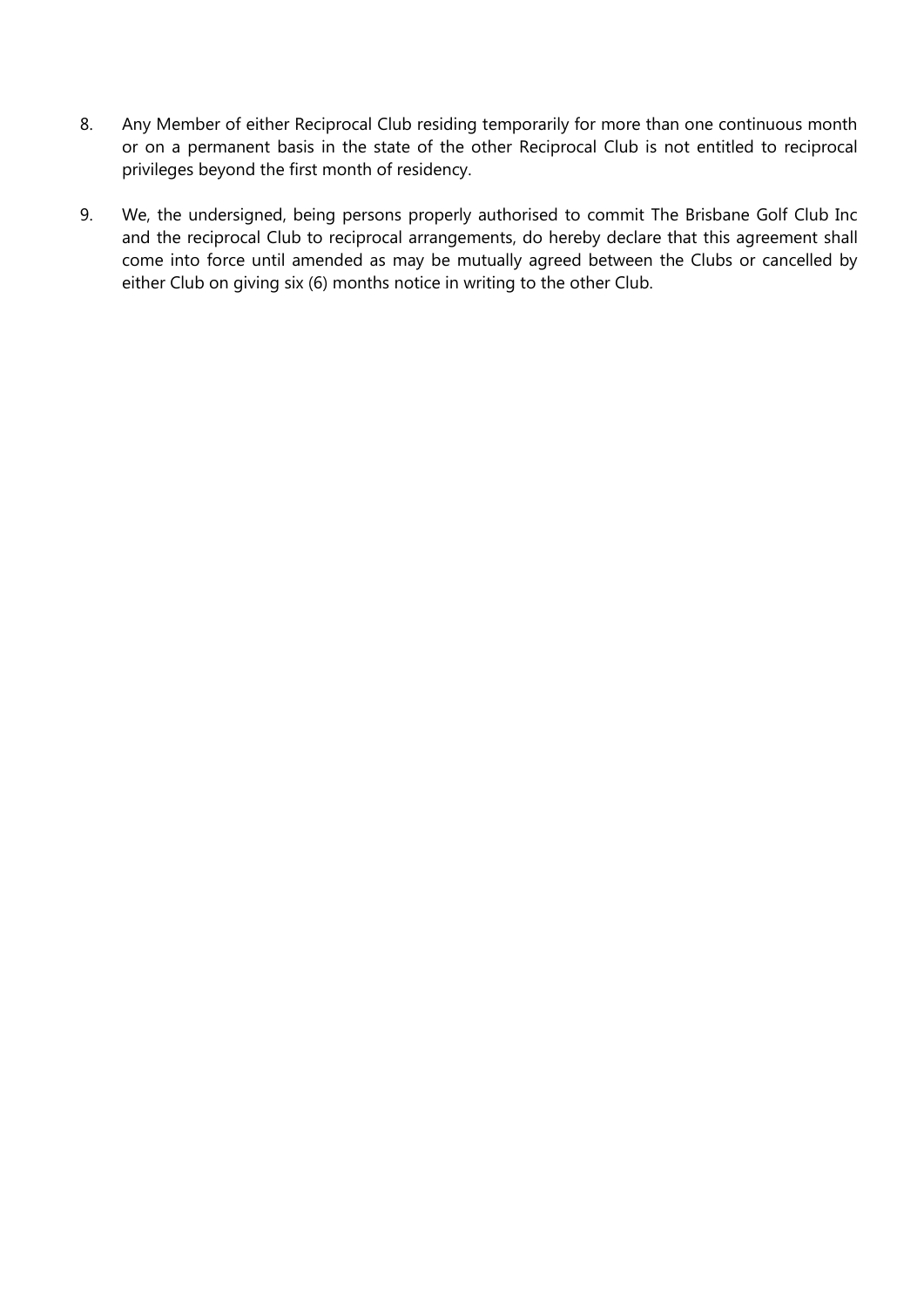8. Any Member of either Reciprocal Club residing temporarily for more than one continuous month or on a permanent basis in the state of the other Reciprocal Club is not entitled to reciprocal privileges beyond the first month of residency.

9. We, the undersigned, being persons properly authorised to commit The Brisbane Golf Club Inc and the reciprocal Club to reciprocal arrangements, do hereby declare that this agreement shall come into force until amended as may be mutually agreed between the Clubs or cancelled by either Club on giving six (6) months notice in writing to the other Club.